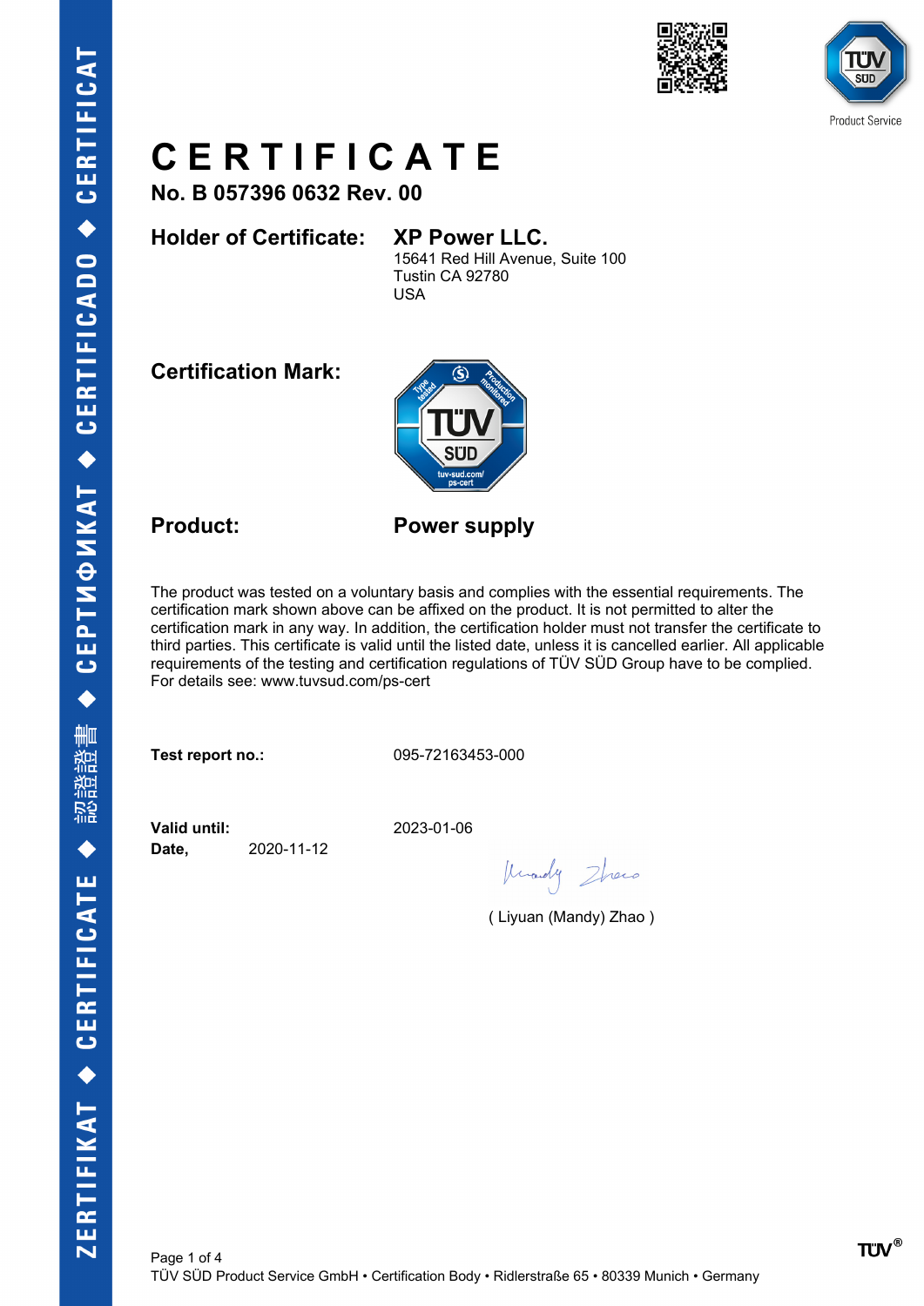# CERTIFICATE

**No. B 057396 0632 Rev. 00**

**Holder of Certificate:** **XP Power LLC.**
15641 Red Hill Avenue, Suite 100
Tustin CA 92780
USA

**Certification Mark:**

**Product:** **Power supply**

The product was tested on a voluntary basis and complies with the essential requirements. The certification mark shown above can be affixed on the product. It is not permitted to alter the certification mark in any way. In addition, the certification holder must not transfer the certificate to third parties. This certificate is valid until the listed date, unless it is cancelled earlier. All applicable requirements of the testing and certification regulations of TÜV SÜD Group have to be complied. For details see: www.tuvsud.com/ps-cert

**Test report no.:** 095-72163453-000

**Valid until:** 2023-01-06

**Date,** 2020-11-12

( Liyuan (Mandy) Zhao )

TÜV SÜD Product Service GmbH • Certification Body • Ridlerstraße 65 • 80339 Munich • Germany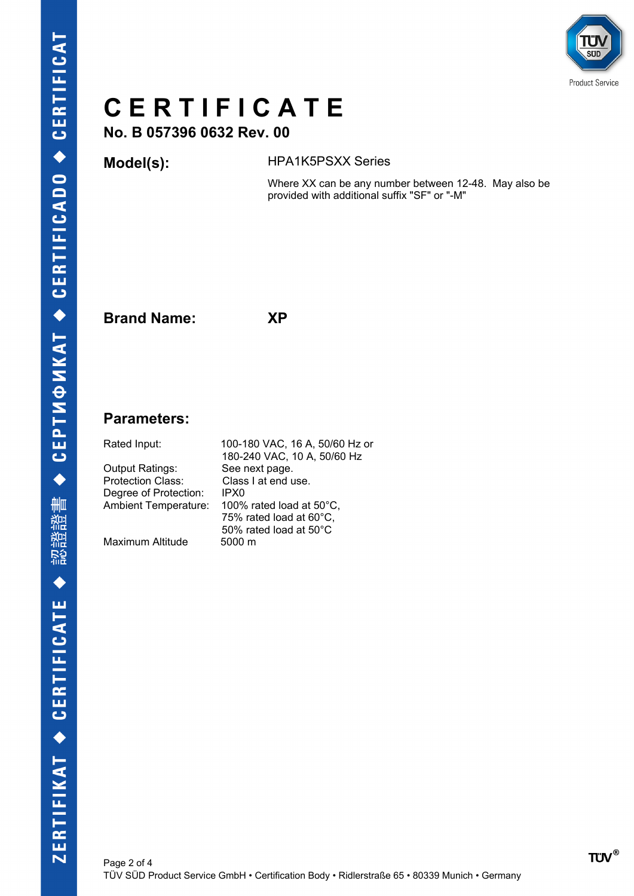# CERTIFICATE

**No. B 057396 0632 Rev. 00**

**Model(s):** HPA1K5PSXX Series

Where XX can be any number between 12-48. May also be provided with additional suffix "SF" or "-M"

**Brand Name:** **XP**

## Parameters:

| | |
|---|---|
| Rated Input: | 100-180 VAC, 16 A, 50/60 Hz or 180-240 VAC, 10 A, 50/60 Hz |
| Output Ratings: | See next page. |
| Protection Class: | Class I at end use. |
| Degree of Protection: | IPX0 |
| Ambient Temperature: | 100% rated load at 50°C, 75% rated load at 60°C, 50% rated load at 50°C |
| Maximum Altitude | 5000 m |

TÜV SÜD Product Service GmbH • Certification Body • Ridlerstraße 65 • 80339 Munich • Germany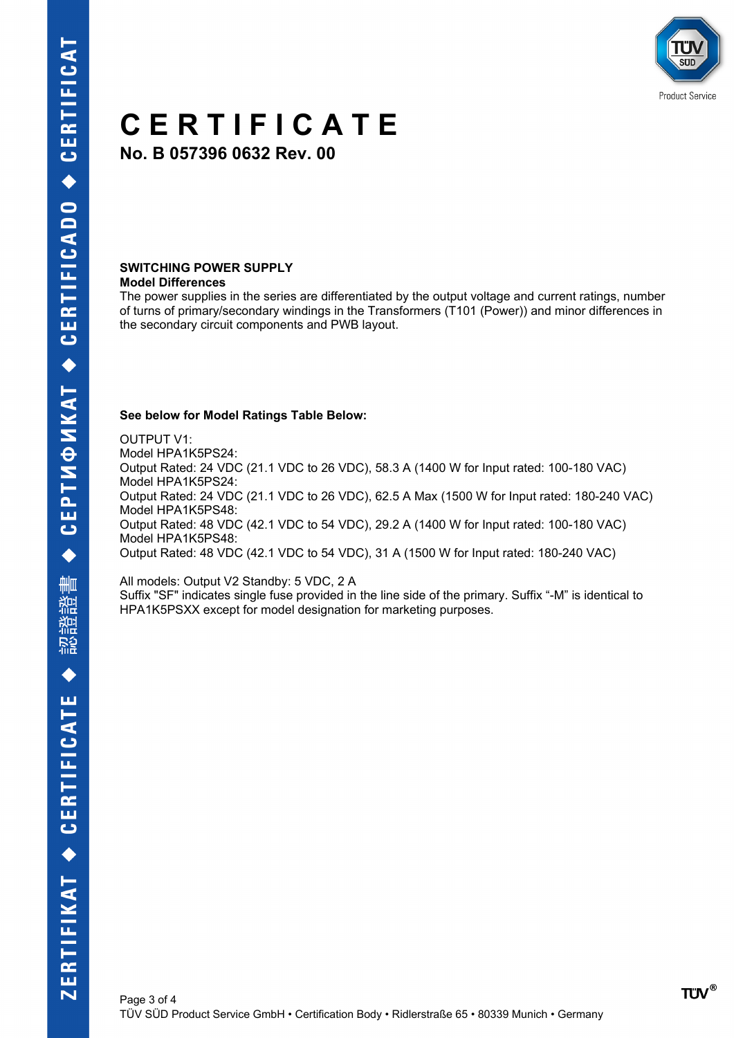# CERTIFICATE

**No. B 057396 0632 Rev. 00**

**SWITCHING POWER SUPPLY**
**Model Differences**
The power supplies in the series are differentiated by the output voltage and current ratings, number of turns of primary/secondary windings in the Transformers (T101 (Power)) and minor differences in the secondary circuit components and PWB layout.

**See below for Model Ratings Table Below:**

OUTPUT V1:
Model HPA1K5PS24:
Output Rated: 24 VDC (21.1 VDC to 26 VDC), 58.3 A (1400 W for Input rated: 100-180 VAC)
Model HPA1K5PS24:
Output Rated: 24 VDC (21.1 VDC to 26 VDC), 62.5 A Max (1500 W for Input rated: 180-240 VAC)
Model HPA1K5PS48:
Output Rated: 48 VDC (42.1 VDC to 54 VDC), 29.2 A (1400 W for Input rated: 100-180 VAC)
Model HPA1K5PS48:
Output Rated: 48 VDC (42.1 VDC to 54 VDC), 31 A (1500 W for Input rated: 180-240 VAC)

All models: Output V2 Standby: 5 VDC, 2 A
Suffix "SF" indicates single fuse provided in the line side of the primary. Suffix “-M” is identical to HPA1K5PSXX except for model designation for marketing purposes.

TÜV SÜD Product Service GmbH • Certification Body • Ridlerstraße 65 • 80339 Munich • Germany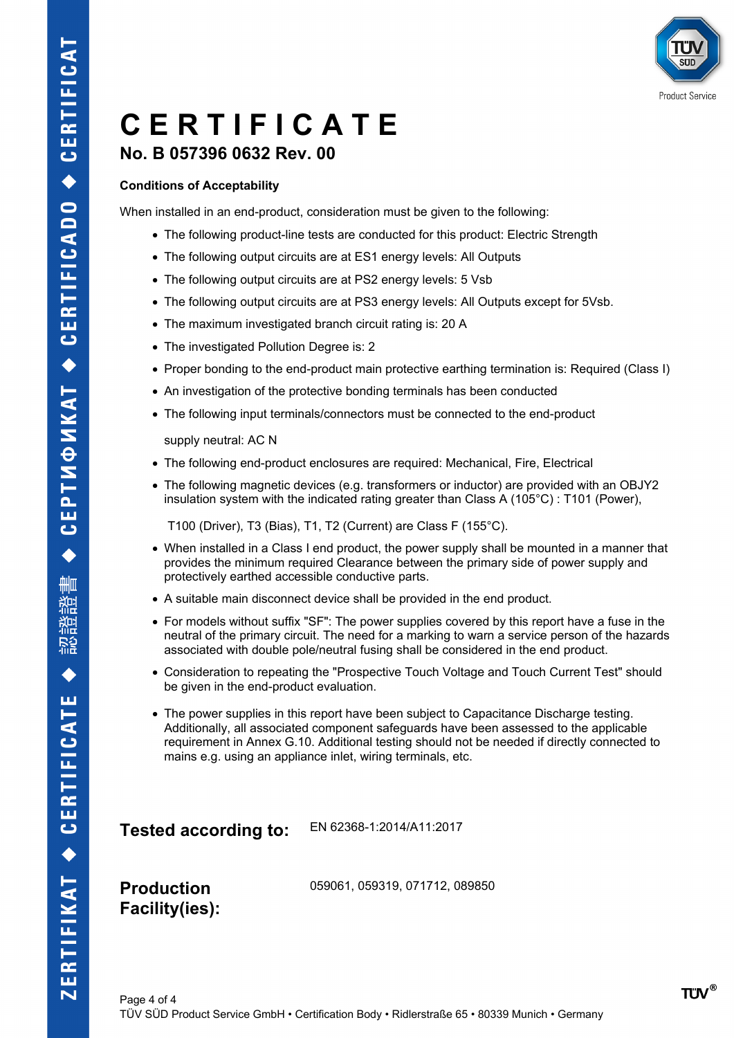# CERTIFICATE

## No. B 057396 0632 Rev. 00

**Conditions of Acceptability**

When installed in an end-product, consideration must be given to the following:

- The following product-line tests are conducted for this product: Electric Strength
- The following output circuits are at ES1 energy levels: All Outputs
- The following output circuits are at PS2 energy levels: 5 Vsb
- The following output circuits are at PS3 energy levels: All Outputs except for 5Vsb.
- The maximum investigated branch circuit rating is: 20 A
- The investigated Pollution Degree is: 2
- Proper bonding to the end-product main protective earthing termination is: Required (Class I)
- An investigation of the protective bonding terminals has been conducted
- The following input terminals/connectors must be connected to the end-product

  supply neutral: AC N
- The following end-product enclosures are required: Mechanical, Fire, Electrical
- The following magnetic devices (e.g. transformers or inductor) are provided with an OBJY2 insulation system with the indicated rating greater than Class A (105°C) : T101 (Power),

  T100 (Driver), T3 (Bias), T1, T2 (Current) are Class F (155°C).
- When installed in a Class I end product, the power supply shall be mounted in a manner that provides the minimum required Clearance between the primary side of power supply and protectively earthed accessible conductive parts.
- A suitable main disconnect device shall be provided in the end product.
- For models without suffix "SF": The power supplies covered by this report have a fuse in the neutral of the primary circuit. The need for a marking to warn a service person of the hazards associated with double pole/neutral fusing shall be considered in the end product.
- Consideration to repeating the "Prospective Touch Voltage and Touch Current Test" should be given in the end-product evaluation.
- The power supplies in this report have been subject to Capacitance Discharge testing. Additionally, all associated component safeguards have been assessed to the applicable requirement in Annex G.10. Additional testing should not be needed if directly connected to mains e.g. using an appliance inlet, wiring terminals, etc.

**Tested according to:** EN 62368-1:2014/A11:2017

**Production Facility(ies):** 059061, 059319, 071712, 089850

TÜV SÜD Product Service GmbH • Certification Body • Ridlerstraße 65 • 80339 Munich • Germany